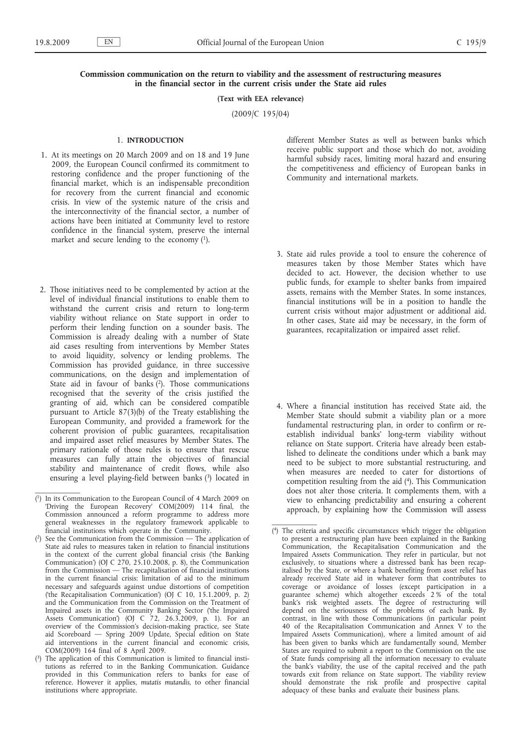**Commission communication on the return to viability and the assessment of restructuring measures in the financial sector in the current crisis under the State aid rules**

**(Text with EEA relevance)**

(2009/C 195/04)

## 1. INTRODUCTION

1. At its meetings on 20 March 2009 and on 18 and 19 June 2009, the European Council confirmed its commitment to restoring confidence and the proper functioning of the financial market, which is an indispensable precondition for recovery from the current financial and economic crisis. In view of the systemic nature of the crisis and the interconnectivity of the financial sector, a number of actions have been initiated at Community level to restore confidence in the financial system, preserve the internal market and secure lending to the economy [1].

2. Those initiatives need to be complemented by action at the level of individual financial institutions to enable them to withstand the current crisis and return to long-term viability without reliance on State support in order to perform their lending function on a sounder basis. The Commission is already dealing with a number of State aid cases resulting from interventions by Member States to avoid liquidity, solvency or lending problems. The Commission has provided guidance, in three successive communications, on the design and implementation of State aid in favour of banks [2]. Those communications recognised that the severity of the crisis justified the granting of aid, which can be considered compatible pursuant to Article 87(3)(b) of the Treaty establishing the European Community, and provided a framework for the coherent provision of public guarantees, recapitalisation and impaired asset relief measures by Member States. The primary rationale of those rules is to ensure that rescue measures can fully attain the objectives of financial stability and maintenance of credit flows, while also ensuring a level playing-field between banks [3] located in different Member States as well as between banks which receive public support and those which do not, avoiding harmful subsidy races, limiting moral hazard and ensuring the competitiveness and efficiency of European banks in Community and international markets.

3. State aid rules provide a tool to ensure the coherence of measures taken by those Member States which have decided to act. However, the decision whether to use public funds, for example to shelter banks from impaired assets, remains with the Member States. In some instances, financial institutions will be in a position to handle the current crisis without major adjustment or additional aid. In other cases, State aid may be necessary, in the form of guarantees, recapitalization or impaired asset relief.

4. Where a financial institution has received State aid, the Member State should submit a viability plan or a more fundamental restructuring plan, in order to confirm or re-establish individual banks' long-term viability without reliance on State support. Criteria have already been established to delineate the conditions under which a bank may need to be subject to more substantial restructuring, and when measures are needed to cater for distortions of competition resulting from the aid [4]. This Communication does not alter those criteria. It complements them, with a view to enhancing predictability and ensuring a coherent approach, by explaining how the Commission will assess

---

[1] In its Communication to the European Council of 4 March 2009 on 'Driving the European Recovery' COM(2009) 114 final, the Commission announced a reform programme to address more general weaknesses in the regulatory framework applicable to financial institutions which operate in the Community.

[2] See the Communication from the Commission — The application of State aid rules to measures taken in relation to financial institutions in the context of the current global financial crisis ('the Banking Communication') (OJ C 270, 25.10.2008, p. 8), the Communication from the Commission — The recapitalisation of financial institutions in the current financial crisis: limitation of aid to the minimum necessary and safeguards against undue distortions of competition ('the Recapitalisation Communication') (OJ C 10, 15.1.2009, p. 2) and the Communication from the Commission on the Treatment of Impaired assets in the Community Banking Sector ('the Impaired Assets Communication') (OJ C 72, 26.3.2009, p. 1). For an overview of the Commission's decision-making practice, see State aid Scoreboard — Spring 2009 Update, Special edition on State aid interventions in the current financial and economic crisis, COM(2009) 164 final of 8 April 2009.

[3] The application of this Communication is limited to financial institutions as referred to in the Banking Communication. Guidance provided in this Communication refers to banks for ease of reference. However it applies, *mutatis mutandis*, to other financial institutions where appropriate.

[4] The criteria and specific circumstances which trigger the obligation to present a restructuring plan have been explained in the Banking Communication, the Recapitalisation Communication and the Impaired Assets Communication. They refer in particular, but not exclusively, to situations where a distressed bank has been recapitalised by the State, or where a bank benefiting from asset relief has already received State aid in whatever form that contributes to coverage or avoidance of losses (except participation in a guarantee scheme) which altogether exceeds 2 % of the total bank's risk weighted assets. The degree of restructuring will depend on the seriousness of the problems of each bank. By contrast, in line with those Communications (in particular point 40 of the Recapitalisation Communication and Annex V to the Impaired Assets Communication), where a limited amount of aid has been given to banks which are fundamentally sound, Member States are required to submit a report to the Commission on the use of State funds comprising all the information necessary to evaluate the bank's viability, the use of the capital received and the path towards exit from reliance on State support. The viability review should demonstrate the risk profile and prospective capital adequacy of these banks and evaluate their business plans.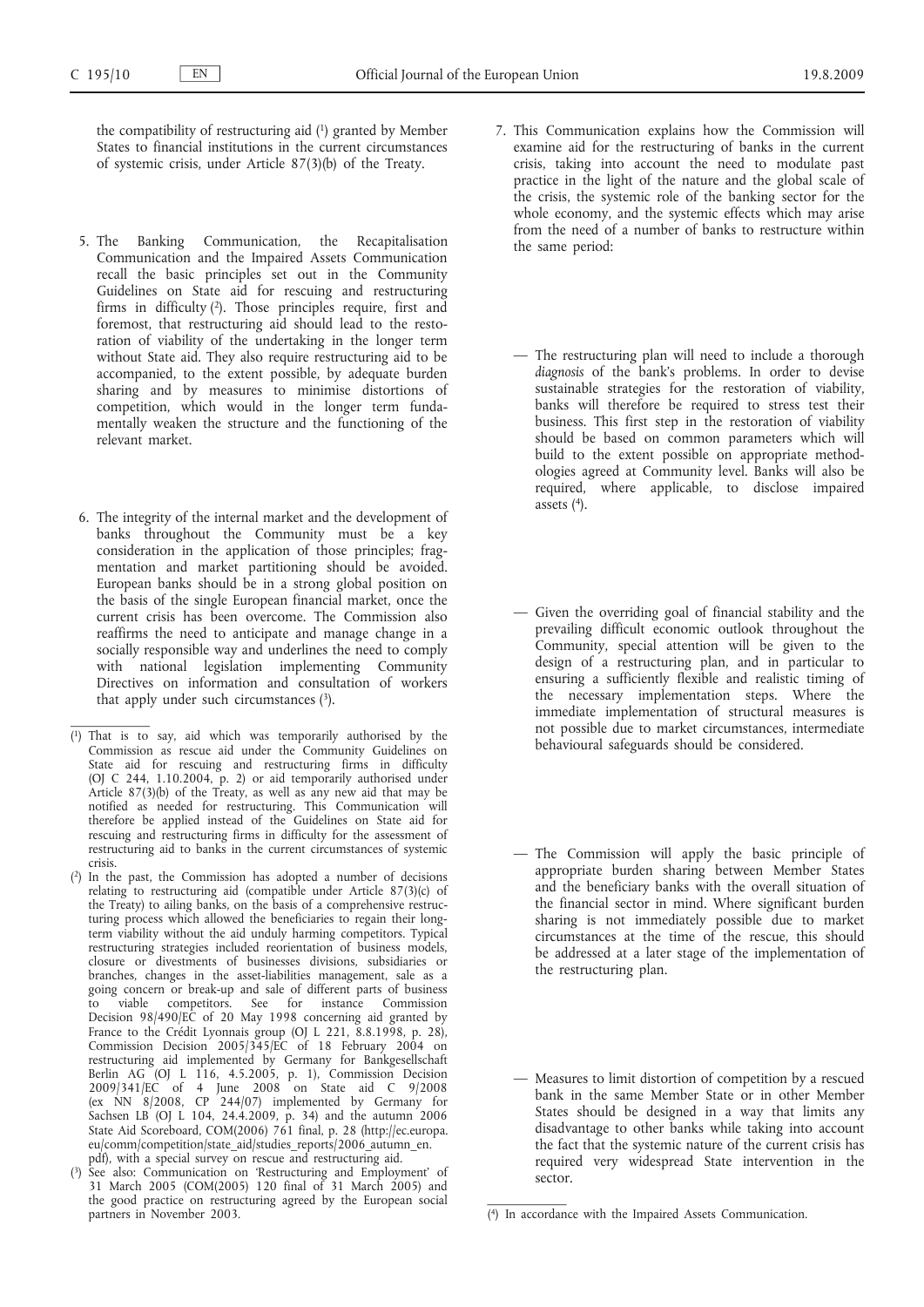the compatibility of restructuring aid [1] granted by Member States to financial institutions in the current circumstances of systemic crisis, under Article 87(3)(b) of the Treaty.

5. The Banking Communication, the Recapitalisation Communication and the Impaired Assets Communication recall the basic principles set out in the Community Guidelines on State aid for rescuing and restructuring firms in difficulty [2]. Those principles require, first and foremost, that restructuring aid should lead to the restoration of viability of the undertaking in the longer term without State aid. They also require restructuring aid to be accompanied, to the extent possible, by adequate burden sharing and by measures to minimise distortions of competition, which would in the longer term fundamentally weaken the structure and the functioning of the relevant market.

6. The integrity of the internal market and the development of banks throughout the Community must be a key consideration in the application of those principles; fragmentation and market partitioning should be avoided. European banks should be in a strong global position on the basis of the single European financial market, once the current crisis has been overcome. The Commission also reaffirms the need to anticipate and manage change in a socially responsible way and underlines the need to comply with national legislation implementing Community Directives on information and consultation of workers that apply under such circumstances [3].

7. This Communication explains how the Commission will examine aid for the restructuring of banks in the current crisis, taking into account the need to modulate past practice in the light of the nature and the global scale of the crisis, the systemic role of the banking sector for the whole economy, and the systemic effects which may arise from the need of a number of banks to restructure within the same period:

— The restructuring plan will need to include a thorough *diagnosis* of the bank's problems. In order to devise sustainable strategies for the restoration of viability, banks will therefore be required to stress test their business. This first step in the restoration of viability should be based on common parameters which will build to the extent possible on appropriate methodologies agreed at Community level. Banks will also be required, where applicable, to disclose impaired assets [4].

— Given the overriding goal of financial stability and the prevailing difficult economic outlook throughout the Community, special attention will be given to the design of a restructuring plan, and in particular to ensuring a sufficiently flexible and realistic timing of the necessary implementation steps. Where the immediate implementation of structural measures is not possible due to market circumstances, intermediate behavioural safeguards should be considered.

— The Commission will apply the basic principle of appropriate burden sharing between Member States and the beneficiary banks with the overall situation of the financial sector in mind. Where significant burden sharing is not immediately possible due to market circumstances at the time of the rescue, this should be addressed at a later stage of the implementation of the restructuring plan.

— Measures to limit distortion of competition by a rescued bank in the same Member State or in other Member States should be designed in a way that limits any disadvantage to other banks while taking into account the fact that the systemic nature of the current crisis has required very widespread State intervention in the sector.

---

[1] That is to say, aid which was temporarily authorised by the Commission as rescue aid under the Community Guidelines on State aid for rescuing and restructuring firms in difficulty (OJ C 244, 1.10.2004, p. 2) or aid temporarily authorised under Article 87(3)(b) of the Treaty, as well as any new aid that may be notified as needed for restructuring. This Communication will therefore be applied instead of the Guidelines on State aid for rescuing and restructuring firms in difficulty for the assessment of restructuring aid to banks in the current circumstances of systemic crisis.

[2] In the past, the Commission has adopted a number of decisions relating to restructuring aid (compatible under Article 87(3)(c) of the Treaty) to ailing banks, on the basis of a comprehensive restructuring process which allowed the beneficiaries to regain their long-term viability without the aid unduly harming competitors. Typical restructuring strategies included reorientation of business models, closure or divestments of businesses divisions, subsidiaries or branches, changes in the asset-liabilities management, sale as a going concern or break-up and sale of different parts of business to viable competitors. See for instance Commission Decision 98/490/EC of 20 May 1998 concerning aid granted by France to the Crédit Lyonnais group (OJ L 221, 8.8.1998, p. 28), Commission Decision 2005/345/EC of 18 February 2004 on restructuring aid implemented by Germany for Bankgesellschaft Berlin AG (OJ L 116, 4.5.2005, p. 1), Commission Decision 2009/341/EC of 4 June 2008 on State aid C 9/2008 (ex NN 8/2008, CP 244/07) implemented by Germany for Sachsen LB (OJ L 104, 24.4.2009, p. 34) and the autumn 2006 State Aid Scoreboard, COM(2006) 761 final, p. 28 (http://ec.europa.eu/comm/competition/state_aid/studies_reports/2006_autumn_en.pdf), with a special survey on rescue and restructuring aid.

[3] See also: Communication on 'Restructuring and Employment' of 31 March 2005 (COM(2005) 120 final of 31 March 2005) and the good practice on restructuring agreed by the European social partners in November 2003.

[4] In accordance with the Impaired Assets Communication.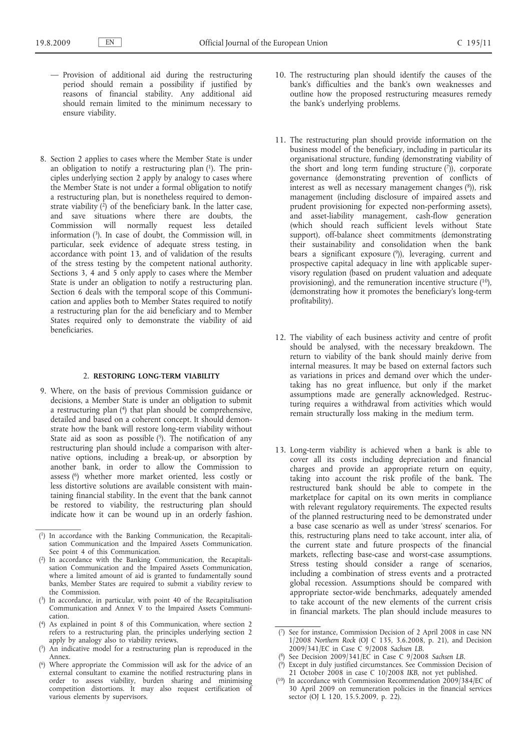— Provision of additional aid during the restructuring period should remain a possibility if justified by reasons of financial stability. Any additional aid should remain limited to the minimum necessary to ensure viability.

8. Section 2 applies to cases where the Member State is under an obligation to notify a restructuring plan [1]. The principles underlying section 2 apply by analogy to cases where the Member State is not under a formal obligation to notify a restructuring plan, but is nonetheless required to demonstrate viability [2] of the beneficiary bank. In the latter case, and save situations where there are doubts, the Commission will normally request less detailed information [3]. In case of doubt, the Commission will, in particular, seek evidence of adequate stress testing, in accordance with point 13, and of validation of the results of the stress testing by the competent national authority. Sections 3, 4 and 5 only apply to cases where the Member State is under an obligation to notify a restructuring plan. Section 6 deals with the temporal scope of this Communication and applies both to Member States required to notify a restructuring plan for the aid beneficiary and to Member States required only to demonstrate the viability of aid beneficiaries.

## 2. RESTORING LONG-TERM VIABILITY

9. Where, on the basis of previous Commission guidance or decisions, a Member State is under an obligation to submit a restructuring plan [4] that plan should be comprehensive, detailed and based on a coherent concept. It should demonstrate how the bank will restore long-term viability without State aid as soon as possible [5]. The notification of any restructuring plan should include a comparison with alternative options, including a break-up, or absorption by another bank, in order to allow the Commission to assess [6] whether more market oriented, less costly or less distortive solutions are available consistent with maintaining financial stability. In the event that the bank cannot be restored to viability, the restructuring plan should indicate how it can be wound up in an orderly fashion.

10. The restructuring plan should identify the causes of the bank's difficulties and the bank's own weaknesses and outline how the proposed restructuring measures remedy the bank's underlying problems.

11. The restructuring plan should provide information on the business model of the beneficiary, including in particular its organisational structure, funding (demonstrating viability of the short and long term funding structure [7]), corporate governance (demonstrating prevention of conflicts of interest as well as necessary management changes [8]), risk management (including disclosure of impaired assets and prudent provisioning for expected non-performing assets), and asset-liability management, cash-flow generation (which should reach sufficient levels without State support), off-balance sheet commitments (demonstrating their sustainability and consolidation when the bank bears a significant exposure [9]), leveraging, current and prospective capital adequacy in line with applicable supervisory regulation (based on prudent valuation and adequate provisioning), and the remuneration incentive structure [10], (demonstrating how it promotes the beneficiary's long-term profitability).

12. The viability of each business activity and centre of profit should be analysed, with the necessary breakdown. The return to viability of the bank should mainly derive from internal measures. It may be based on external factors such as variations in prices and demand over which the undertaking has no great influence, but only if the market assumptions made are generally acknowledged. Restructuring requires a withdrawal from activities which would remain structurally loss making in the medium term.

13. Long-term viability is achieved when a bank is able to cover all its costs including depreciation and financial charges and provide an appropriate return on equity, taking into account the risk profile of the bank. The restructured bank should be able to compete in the marketplace for capital on its own merits in compliance with relevant regulatory requirements. The expected results of the planned restructuring need to be demonstrated under a base case scenario as well as under 'stress' scenarios. For this, restructuring plans need to take account, inter alia, of the current state and future prospects of the financial markets, reflecting base-case and worst-case assumptions. Stress testing should consider a range of scenarios, including a combination of stress events and a protracted global recession. Assumptions should be compared with appropriate sector-wide benchmarks, adequately amended to take account of the new elements of the current crisis in financial markets. The plan should include measures to

---

(1) In accordance with the Banking Communication, the Recapitalisation Communication and the Impaired Assets Communication. See point 4 of this Communication.

(2) In accordance with the Banking Communication, the Recapitalisation Communication and the Impaired Assets Communication, where a limited amount of aid is granted to fundamentally sound banks, Member States are required to submit a viability review to the Commission.

(3) In accordance, in particular, with point 40 of the Recapitalisation Communication and Annex V to the Impaired Assets Communication.

(4) As explained in point 8 of this Communication, where section 2 refers to a restructuring plan, the principles underlying section 2 apply by analogy also to viability reviews.

(5) An indicative model for a restructuring plan is reproduced in the Annex.

(6) Where appropriate the Commission will ask for the advice of an external consultant to examine the notified restructuring plans in order to assess viability, burden sharing and minimising competition distortions. It may also request certification of various elements by supervisors.

(7) See for instance, Commission Decision of 2 April 2008 in case NN 1/2008 *Northern Rock* (OJ C 135, 3.6.2008, p. 21), and Decision 2009/341/EC in Case C 9/2008 *Sachsen LB*.

(8) See Decision 2009/341/EC in Case C 9/2008 *Sachsen LB*.

(9) Except in duly justified circumstances. See Commission Decision of 21 October 2008 in case C 10/2008 *IKB*, not yet published.

(10) In accordance with Commission Recommendation 2009/384/EC of 30 April 2009 on remuneration policies in the financial services sector (OJ L 120, 15.5.2009, p. 22).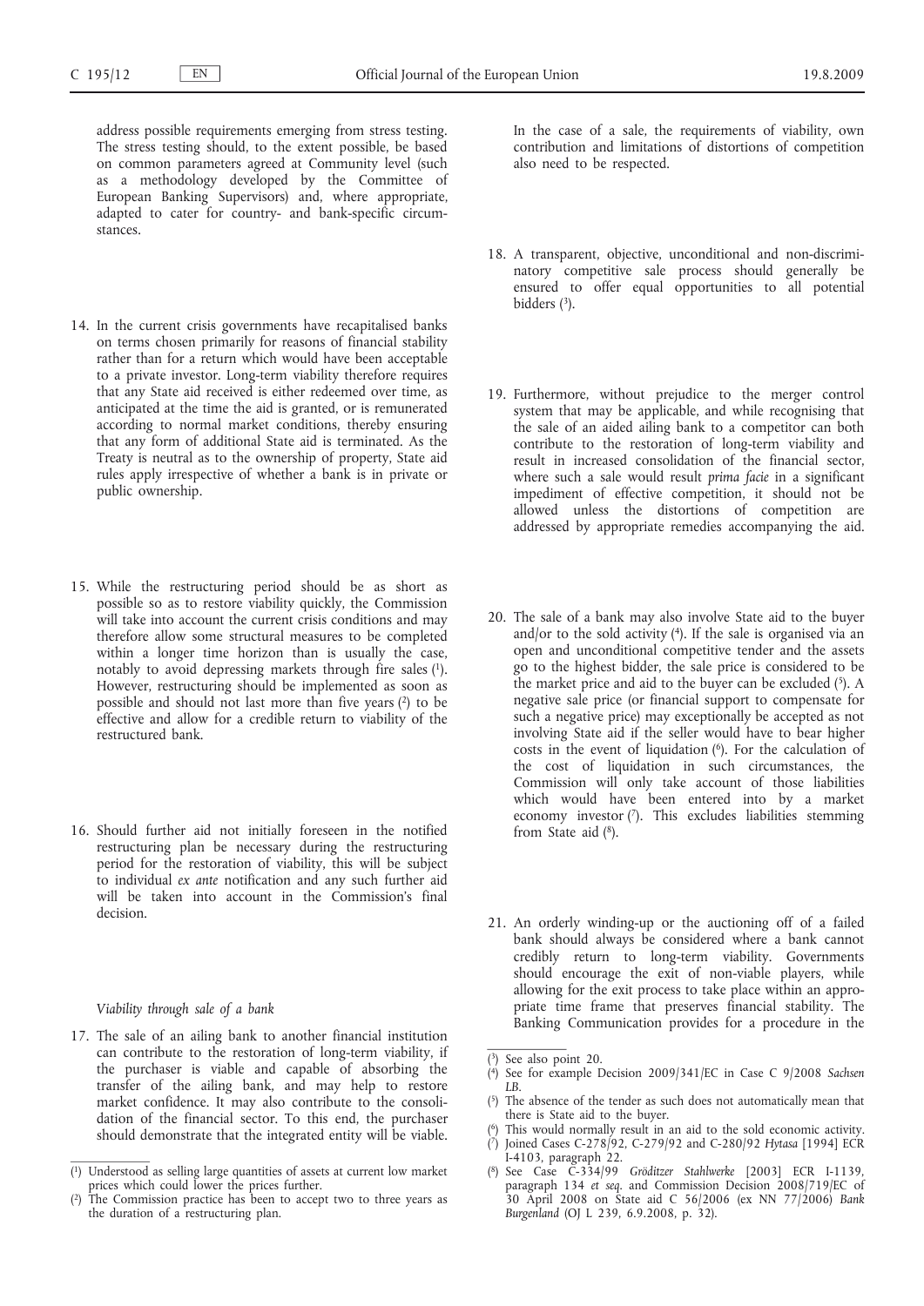address possible requirements emerging from stress testing. The stress testing should, to the extent possible, be based on common parameters agreed at Community level (such as a methodology developed by the Committee of European Banking Supervisors) and, where appropriate, adapted to cater for country- and bank-specific circumstances.

14. In the current crisis governments have recapitalised banks on terms chosen primarily for reasons of financial stability rather than for a return which would have been acceptable to a private investor. Long-term viability therefore requires that any State aid received is either redeemed over time, as anticipated at the time the aid is granted, or is remunerated according to normal market conditions, thereby ensuring that any form of additional State aid is terminated. As the Treaty is neutral as to the ownership of property, State aid rules apply irrespective of whether a bank is in private or public ownership.

15. While the restructuring period should be as short as possible so as to restore viability quickly, the Commission will take into account the current crisis conditions and may therefore allow some structural measures to be completed within a longer time horizon than is usually the case, notably to avoid depressing markets through fire sales [1]. However, restructuring should be implemented as soon as possible and should not last more than five years [2] to be effective and allow for a credible return to viability of the restructured bank.

16. Should further aid not initially foreseen in the notified restructuring plan be necessary during the restructuring period for the restoration of viability, this will be subject to individual *ex ante* notification and any such further aid will be taken into account in the Commission's final decision.

*Viability through sale of a bank*

17. The sale of an ailing bank to another financial institution can contribute to the restoration of long-term viability, if the purchaser is viable and capable of absorbing the transfer of the ailing bank, and may help to restore market confidence. It may also contribute to the consolidation of the financial sector. To this end, the purchaser should demonstrate that the integrated entity will be viable. In the case of a sale, the requirements of viability, own contribution and limitations of distortions of competition also need to be respected.

18. A transparent, objective, unconditional and non-discriminatory competitive sale process should generally be ensured to offer equal opportunities to all potential bidders [3].

19. Furthermore, without prejudice to the merger control system that may be applicable, and while recognising that the sale of an aided ailing bank to a competitor can both contribute to the restoration of long-term viability and result in increased consolidation of the financial sector, where such a sale would result *prima facie* in a significant impediment of effective competition, it should not be allowed unless the distortions of competition are addressed by appropriate remedies accompanying the aid.

20. The sale of a bank may also involve State aid to the buyer and/or to the sold activity [4]. If the sale is organised via an open and unconditional competitive tender and the assets go to the highest bidder, the sale price is considered to be the market price and aid to the buyer can be excluded [5]. A negative sale price (or financial support to compensate for such a negative price) may exceptionally be accepted as not involving State aid if the seller would have to bear higher costs in the event of liquidation [6]. For the calculation of the cost of liquidation in such circumstances, the Commission will only take account of those liabilities which would have been entered into by a market economy investor [7]. This excludes liabilities stemming from State aid [8].

21. An orderly winding-up or the auctioning off of a failed bank should always be considered where a bank cannot credibly return to long-term viability. Governments should encourage the exit of non-viable players, while allowing for the exit process to take place within an appropriate time frame that preserves financial stability. The Banking Communication provides for a procedure in the

---

[1] Understood as selling large quantities of assets at current low market prices which could lower the prices further.

[2] The Commission practice has been to accept two to three years as the duration of a restructuring plan.

[3] See also point 20.

[4] See for example Decision 2009/341/EC in Case C 9/2008 *Sachsen LB*.

[5] The absence of the tender as such does not automatically mean that there is State aid to the buyer.

[6] This would normally result in an aid to the sold economic activity.

[7] Joined Cases C-278/92, C-279/92 and C-280/92 *Hytasa* [1994] ECR I-4103, paragraph 22.

[8] See Case C-334/99 *Gröditzer Stahlwerke* [2003] ECR I-1139, paragraph 134 *et seq.* and Commission Decision 2008/719/EC of 30 April 2008 on State aid C 56/2006 (ex NN 77/2006) *Bank Burgenland* (OJ L 239, 6.9.2008, p. 32).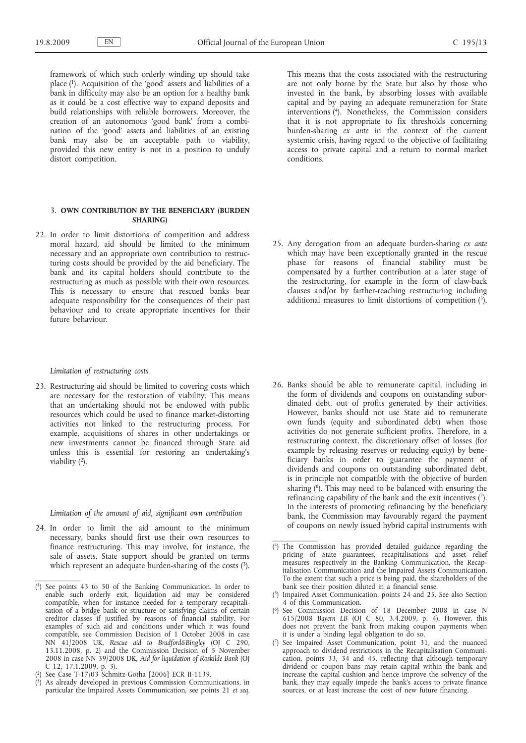framework of which such orderly winding up should take place [1]. Acquisition of the 'good' assets and liabilities of a bank in difficulty may also be an option for a healthy bank as it could be a cost effective way to expand deposits and build relationships with reliable borrowers. Moreover, the creation of an autonomous 'good bank' from a combination of the 'good' assets and liabilities of an existing bank may also be an acceptable path to viability, provided this new entity is not in a position to unduly distort competition.

## 3. OWN CONTRIBUTION BY THE BENEFICIARY (BURDEN SHARING)

22. In order to limit distortions of competition and address moral hazard, aid should be limited to the minimum necessary and an appropriate own contribution to restructuring costs should be provided by the aid beneficiary. The bank and its capital holders should contribute to the restructuring as much as possible with their own resources. This is necessary to ensure that rescued banks bear adequate responsibility for the consequences of their past behaviour and to create appropriate incentives for their future behaviour.

*Limitation of restructuring costs*

23. Restructuring aid should be limited to covering costs which are necessary for the restoration of viability. This means that an undertaking should not be endowed with public resources which could be used to finance market-distorting activities not linked to the restructuring process. For example, acquisitions of shares in other undertakings or new investments cannot be financed through State aid unless this is essential for restoring an undertaking's viability [2].

*Limitation of the amount of aid, significant own contribution*

24. In order to limit the aid amount to the minimum necessary, banks should first use their own resources to finance restructuring. This may involve, for instance, the sale of assets. State support should be granted on terms which represent an adequate burden-sharing of the costs [3]. This means that the costs associated with the restructuring are not only borne by the State but also by those who invested in the bank, by absorbing losses with available capital and by paying an adequate remuneration for State interventions [4]. Nonetheless, the Commission considers that it is not appropriate to fix thresholds concerning burden-sharing *ex ante* in the context of the current systemic crisis, having regard to the objective of facilitating access to private capital and a return to normal market conditions.

25. Any derogation from an adequate burden-sharing *ex ante* which may have been exceptionally granted in the rescue phase for reasons of financial stability must be compensated by a further contribution at a later stage of the restructuring, for example in the form of claw-back clauses and/or by farther-reaching restructuring including additional measures to limit distortions of competition [5].

26. Banks should be able to remunerate capital, including in the form of dividends and coupons on outstanding subordinated debt, out of profits generated by their activities. However, banks should not use State aid to remunerate own funds (equity and subordinated debt) when those activities do not generate sufficient profits. Therefore, in a restructuring context, the discretionary offset of losses (for example by releasing reserves or reducing equity) by beneficiary banks in order to guarantee the payment of dividends and coupons on outstanding subordinated debt, is in principle not compatible with the objective of burden sharing [6]. This may need to be balanced with ensuring the refinancing capability of the bank and the exit incentives [7]. In the interests of promoting refinancing by the beneficiary bank, the Commission may favourably regard the payment of coupons on newly issued hybrid capital instruments with

---

[1] See points 43 to 50 of the Banking Communication. In order to enable such orderly exit, liquidation aid may be considered compatible, when for instance needed for a temporary recapitalisation of a bridge bank or structure or satisfying claims of certain creditor classes if justified by reasons of financial stability. For examples of such aid and conditions under which it was found compatible, see Commission Decision of 1 October 2008 in case NN 41/2008 UK, *Rescue aid to Bradford&Bingley* (OJ C 290, 13.11.2008, p. 2) and the Commission Decision of 5 November 2008 in case NN 39/2008 DK, *Aid for liquidation of Roskilde Bank* (OJ C 12, 17.1.2009, p. 3).

[2] See Case T-17/03 Schmitz-Gotha [2006] ECR II-1139.

[3] As already developed in previous Commission Communications, in particular the Impaired Assets Communication, see points 21 *et seq*.

[4] The Commission has provided detailed guidance regarding the pricing of State guarantees, recapitalisations and asset relief measures respectively in the Banking Communication, the Recapitalisation Communication and the Impaired Assets Communication. To the extent that such a price is being paid, the shareholders of the bank see their position diluted in a financial sense.

[5] Impaired Asset Communication, points 24 and 25. See also Section 4 of this Communication.

[6] See Commission Decision of 18 December 2008 in case N 615/2008 *Bayern LB* (OJ C 80, 3.4.2009, p. 4). However, this does not prevent the bank from making coupon payments when it is under a binding legal obligation to do so.

[7] See Impaired Asset Communication, point 31, and the nuanced approach to dividend restrictions in the Recapitalisation Communication, points 33, 34 and 45, reflecting that although temporary dividend or coupon bans may retain capital within the bank and increase the capital cushion and hence improve the solvency of the bank, they may equally impede the bank's access to private finance sources, or at least increase the cost of new future financing.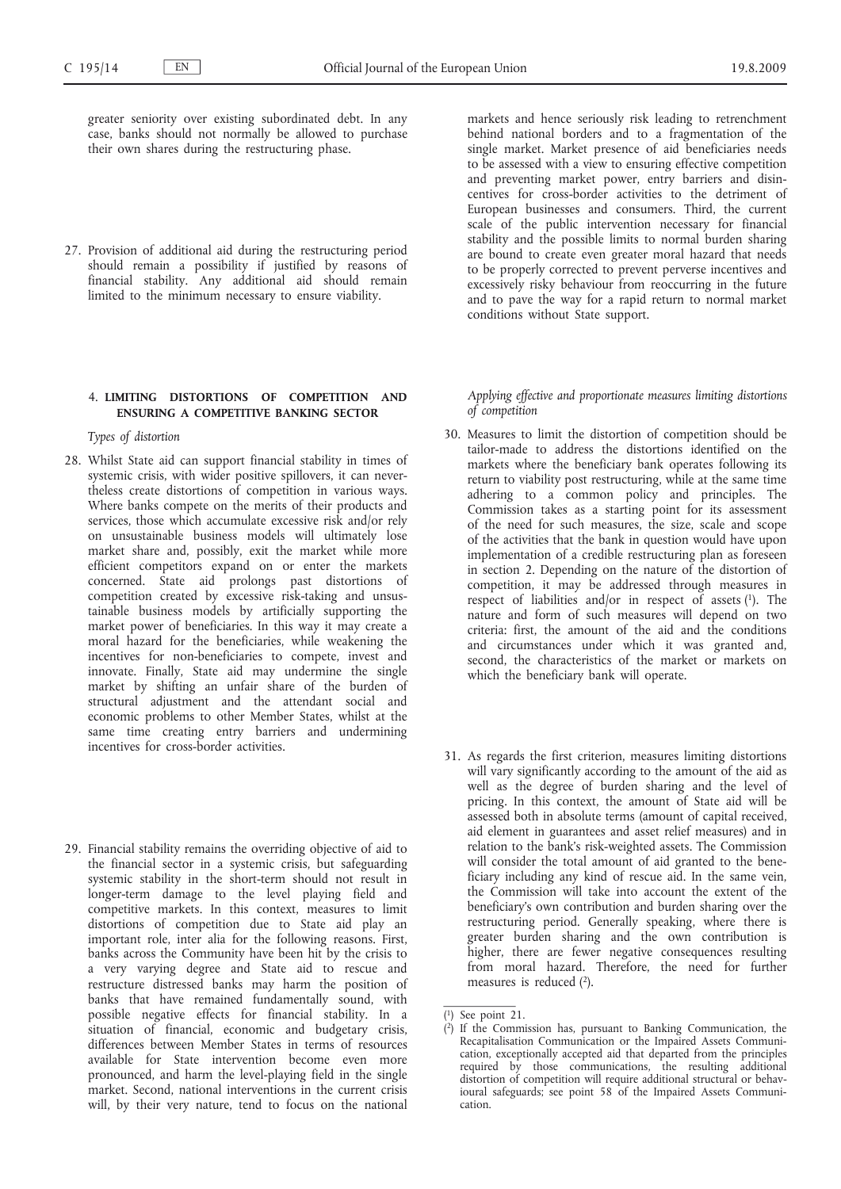greater seniority over existing subordinated debt. In any case, banks should not normally be allowed to purchase their own shares during the restructuring phase.

27. Provision of additional aid during the restructuring period should remain a possibility if justified by reasons of financial stability. Any additional aid should remain limited to the minimum necessary to ensure viability.

## 4. LIMITING DISTORTIONS OF COMPETITION AND ENSURING A COMPETITIVE BANKING SECTOR

*Types of distortion*

28. Whilst State aid can support financial stability in times of systemic crisis, with wider positive spillovers, it can nevertheless create distortions of competition in various ways. Where banks compete on the merits of their products and services, those which accumulate excessive risk and/or rely on unsustainable business models will ultimately lose market share and, possibly, exit the market while more efficient competitors expand on or enter the markets concerned. State aid prolongs past distortions of competition created by excessive risk-taking and unsustainable business models by artificially supporting the market power of beneficiaries. In this way it may create a moral hazard for the beneficiaries, while weakening the incentives for non-beneficiaries to compete, invest and innovate. Finally, State aid may undermine the single market by shifting an unfair share of the burden of structural adjustment and the attendant social and economic problems to other Member States, whilst at the same time creating entry barriers and undermining incentives for cross-border activities.

29. Financial stability remains the overriding objective of aid to the financial sector in a systemic crisis, but safeguarding systemic stability in the short-term should not result in longer-term damage to the level playing field and competitive markets. In this context, measures to limit distortions of competition due to State aid play an important role, inter alia for the following reasons. First, banks across the Community have been hit by the crisis to a very varying degree and State aid to rescue and restructure distressed banks may harm the position of banks that have remained fundamentally sound, with possible negative effects for financial stability. In a situation of financial, economic and budgetary crisis, differences between Member States in terms of resources available for State intervention become even more pronounced, and harm the level-playing field in the single market. Second, national interventions in the current crisis will, by their very nature, tend to focus on the national markets and hence seriously risk leading to retrenchment behind national borders and to a fragmentation of the single market. Market presence of aid beneficiaries needs to be assessed with a view to ensuring effective competition and preventing market power, entry barriers and disincentives for cross-border activities to the detriment of European businesses and consumers. Third, the current scale of the public intervention necessary for financial stability and the possible limits to normal burden sharing are bound to create even greater moral hazard that needs to be properly corrected to prevent perverse incentives and excessively risky behaviour from reoccurring in the future and to pave the way for a rapid return to normal market conditions without State support.

*Applying effective and proportionate measures limiting distortions of competition*

30. Measures to limit the distortion of competition should be tailor-made to address the distortions identified on the markets where the beneficiary bank operates following its return to viability post restructuring, while at the same time adhering to a common policy and principles. The Commission takes as a starting point for its assessment of the need for such measures, the size, scale and scope of the activities that the bank in question would have upon implementation of a credible restructuring plan as foreseen in section 2. Depending on the nature of the distortion of competition, it may be addressed through measures in respect of liabilities and/or in respect of assets [1]. The nature and form of such measures will depend on two criteria: first, the amount of the aid and the conditions and circumstances under which it was granted and, second, the characteristics of the market or markets on which the beneficiary bank will operate.

31. As regards the first criterion, measures limiting distortions will vary significantly according to the amount of the aid as well as the degree of burden sharing and the level of pricing. In this context, the amount of State aid will be assessed both in absolute terms (amount of capital received, aid element in guarantees and asset relief measures) and in relation to the bank's risk-weighted assets. The Commission will consider the total amount of aid granted to the beneficiary including any kind of rescue aid. In the same vein, the Commission will take into account the extent of the beneficiary's own contribution and burden sharing over the restructuring period. Generally speaking, where there is greater burden sharing and the own contribution is higher, there are fewer negative consequences resulting from moral hazard. Therefore, the need for further measures is reduced [2].

---

[1] See point 21.

[2] If the Commission has, pursuant to Banking Communication, the Recapitalisation Communication or the Impaired Assets Communication, exceptionally accepted aid that departed from the principles required by those communications, the resulting additional distortion of competition will require additional structural or behavioural safeguards; see point 58 of the Impaired Assets Communication.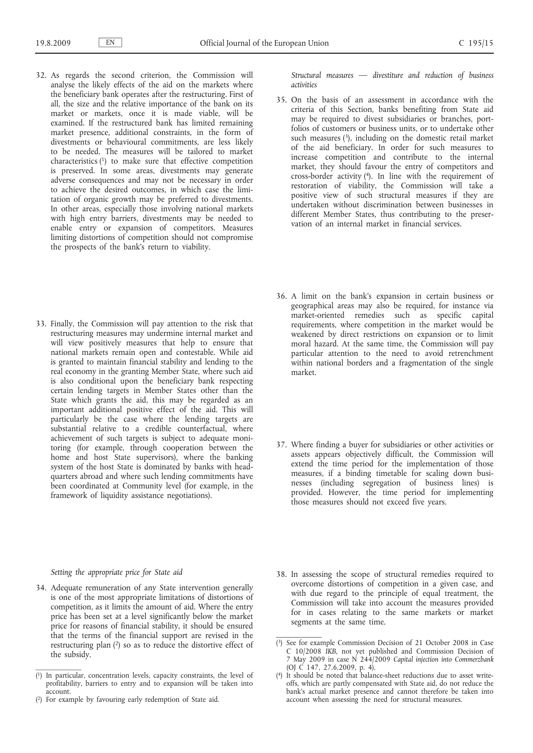32. As regards the second criterion, the Commission will analyse the likely effects of the aid on the markets where the beneficiary bank operates after the restructuring. First of all, the size and the relative importance of the bank on its market or markets, once it is made viable, will be examined. If the restructured bank has limited remaining market presence, additional constraints, in the form of divestments or behavioural commitments, are less likely to be needed. The measures will be tailored to market characteristics [1] to make sure that effective competition is preserved. In some areas, divestments may generate adverse consequences and may not be necessary in order to achieve the desired outcomes, in which case the limitation of organic growth may be preferred to divestments. In other areas, especially those involving national markets with high entry barriers, divestments may be needed to enable entry or expansion of competitors. Measures limiting distortions of competition should not compromise the prospects of the bank's return to viability.

33. Finally, the Commission will pay attention to the risk that restructuring measures may undermine internal market and will view positively measures that help to ensure that national markets remain open and contestable. While aid is granted to maintain financial stability and lending to the real economy in the granting Member State, where such aid is also conditional upon the beneficiary bank respecting certain lending targets in Member States other than the State which grants the aid, this may be regarded as an important additional positive effect of the aid. This will particularly be the case where the lending targets are substantial relative to a credible counterfactual, where achievement of such targets is subject to adequate monitoring (for example, through cooperation between the home and host State supervisors), where the banking system of the host State is dominated by banks with headquarters abroad and where such lending commitments have been coordinated at Community level (for example, in the framework of liquidity assistance negotiations).

*Setting the appropriate price for State aid*

34. Adequate remuneration of any State intervention generally is one of the most appropriate limitations of distortions of competition, as it limits the amount of aid. Where the entry price has been set at a level significantly below the market price for reasons of financial stability, it should be ensured that the terms of the financial support are revised in the restructuring plan [2] so as to reduce the distortive effect of the subsidy.

*Structural measures — divestiture and reduction of business activities*

35. On the basis of an assessment in accordance with the criteria of this Section, banks benefiting from State aid may be required to divest subsidiaries or branches, portfolios of customers or business units, or to undertake other such measures [3], including on the domestic retail market of the aid beneficiary. In order for such measures to increase competition and contribute to the internal market, they should favour the entry of competitors and cross-border activity [4]. In line with the requirement of restoration of viability, the Commission will take a positive view of such structural measures if they are undertaken without discrimination between businesses in different Member States, thus contributing to the preservation of an internal market in financial services.

36. A limit on the bank's expansion in certain business or geographical areas may also be required, for instance via market-oriented remedies such as specific capital requirements, where competition in the market would be weakened by direct restrictions on expansion or to limit moral hazard. At the same time, the Commission will pay particular attention to the need to avoid retrenchment within national borders and a fragmentation of the single market.

37. Where finding a buyer for subsidiaries or other activities or assets appears objectively difficult, the Commission will extend the time period for the implementation of those measures, if a binding timetable for scaling down businesses (including segregation of business lines) is provided. However, the time period for implementing those measures should not exceed five years.

38. In assessing the scope of structural remedies required to overcome distortions of competition in a given case, and with due regard to the principle of equal treatment, the Commission will take into account the measures provided for in cases relating to the same markets or market segments at the same time.

---

(1) In particular, concentration levels, capacity constraints, the level of profitability, barriers to entry and to expansion will be taken into account.

(2) For example by favouring early redemption of State aid.

(3) See for example Commission Decision of 21 October 2008 in Case C 10/2008 *IKB*, not yet published and Commission Decision of 7 May 2009 in case N 244/2009 *Capital injection into Commerzbank* (OJ C 147, 27.6.2009, p. 4).

(4) It should be noted that balance-sheet reductions due to asset write-offs, which are partly compensated with State aid, do not reduce the bank's actual market presence and cannot therefore be taken into account when assessing the need for structural measures.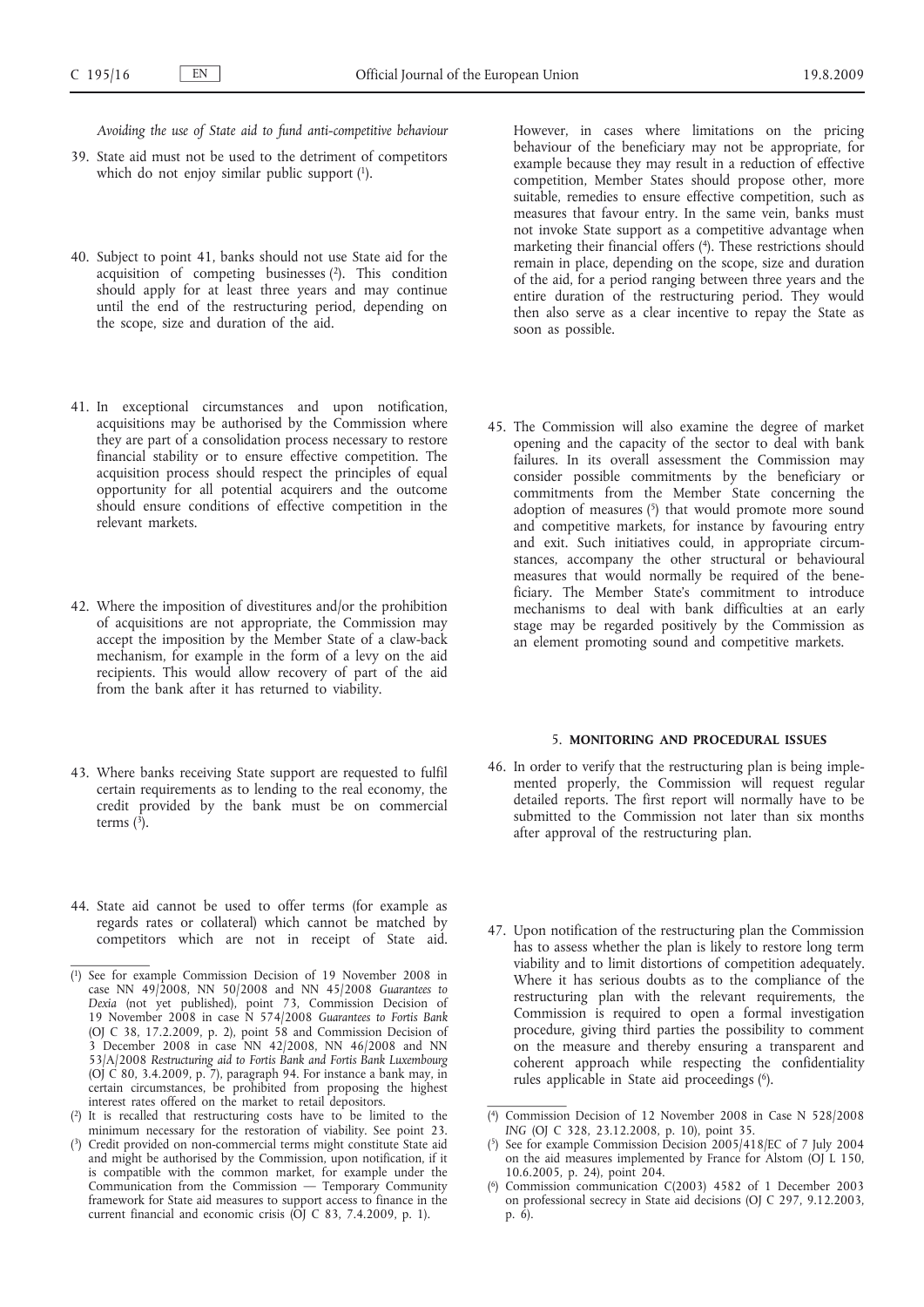*Avoiding the use of State aid to fund anti-competitive behaviour*

39. State aid must not be used to the detriment of competitors which do not enjoy similar public support [1].

40. Subject to point 41, banks should not use State aid for the acquisition of competing businesses [2]. This condition should apply for at least three years and may continue until the end of the restructuring period, depending on the scope, size and duration of the aid.

41. In exceptional circumstances and upon notification, acquisitions may be authorised by the Commission where they are part of a consolidation process necessary to restore financial stability or to ensure effective competition. The acquisition process should respect the principles of equal opportunity for all potential acquirers and the outcome should ensure conditions of effective competition in the relevant markets.

42. Where the imposition of divestitures and/or the prohibition of acquisitions are not appropriate, the Commission may accept the imposition by the Member State of a claw-back mechanism, for example in the form of a levy on the aid recipients. This would allow recovery of part of the aid from the bank after it has returned to viability.

43. Where banks receiving State support are requested to fulfil certain requirements as to lending to the real economy, the credit provided by the bank must be on commercial terms [3].

44. State aid cannot be used to offer terms (for example as regards rates or collateral) which cannot be matched by competitors which are not in receipt of State aid. However, in cases where limitations on the pricing behaviour of the beneficiary may not be appropriate, for example because they may result in a reduction of effective competition, Member States should propose other, more suitable, remedies to ensure effective competition, such as measures that favour entry. In the same vein, banks must not invoke State support as a competitive advantage when marketing their financial offers [4]. These restrictions should remain in place, depending on the scope, size and duration of the aid, for a period ranging between three years and the entire duration of the restructuring period. They would then also serve as a clear incentive to repay the State as soon as possible.

45. The Commission will also examine the degree of market opening and the capacity of the sector to deal with bank failures. In its overall assessment the Commission may consider possible commitments by the beneficiary or commitments from the Member State concerning the adoption of measures [5] that would promote more sound and competitive markets, for instance by favouring entry and exit. Such initiatives could, in appropriate circumstances, accompany the other structural or behavioural measures that would normally be required of the beneficiary. The Member State's commitment to introduce mechanisms to deal with bank difficulties at an early stage may be regarded positively by the Commission as an element promoting sound and competitive markets.

## 5. MONITORING AND PROCEDURAL ISSUES

46. In order to verify that the restructuring plan is being implemented properly, the Commission will request regular detailed reports. The first report will normally have to be submitted to the Commission not later than six months after approval of the restructuring plan.

47. Upon notification of the restructuring plan the Commission has to assess whether the plan is likely to restore long term viability and to limit distortions of competition adequately. Where it has serious doubts as to the compliance of the restructuring plan with the relevant requirements, the Commission is required to open a formal investigation procedure, giving third parties the possibility to comment on the measure and thereby ensuring a transparent and coherent approach while respecting the confidentiality rules applicable in State aid proceedings [6].

---

[1] See for example Commission Decision of 19 November 2008 in case NN 49/2008, NN 50/2008 and NN 45/2008 *Guarantees to Dexia* (not yet published), point 73, Commission Decision of 19 November 2008 in case N 574/2008 *Guarantees to Fortis Bank* (OJ C 38, 17.2.2009, p. 2), point 58 and Commission Decision of 3 December 2008 in case NN 42/2008, NN 46/2008 and NN 53/A/2008 *Restructuring aid to Fortis Bank and Fortis Bank Luxembourg* (OJ C 80, 3.4.2009, p. 7), paragraph 94. For instance a bank may, in certain circumstances, be prohibited from proposing the highest interest rates offered on the market to retail depositors.

[2] It is recalled that restructuring costs have to be limited to the minimum necessary for the restoration of viability. See point 23.

[3] Credit provided on non-commercial terms might constitute State aid and might be authorised by the Commission, upon notification, if it is compatible with the common market, for example under the Communication from the Commission — Temporary Community framework for State aid measures to support access to finance in the current financial and economic crisis (OJ C 83, 7.4.2009, p. 1).

[4] Commission Decision of 12 November 2008 in Case N 528/2008 *ING* (OJ C 328, 23.12.2008, p. 10), point 35.

[5] See for example Commission Decision 2005/418/EC of 7 July 2004 on the aid measures implemented by France for Alstom (OJ L 150, 10.6.2005, p. 24), point 204.

[6] Commission communication C(2003) 4582 of 1 December 2003 on professional secrecy in State aid decisions (OJ C 297, 9.12.2003, p. 6).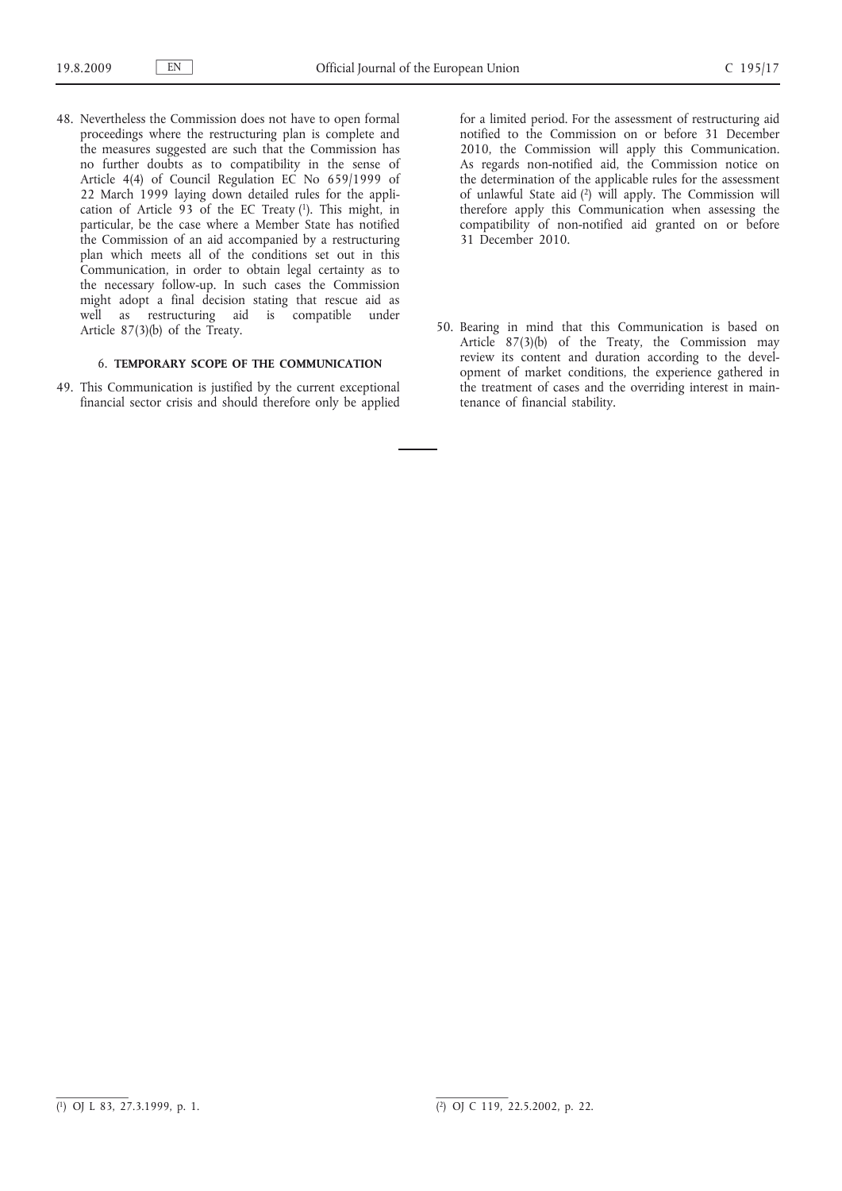48. Nevertheless the Commission does not have to open formal proceedings where the restructuring plan is complete and the measures suggested are such that the Commission has no further doubts as to compatibility in the sense of Article 4(4) of Council Regulation EC No 659/1999 of 22 March 1999 laying down detailed rules for the application of Article 93 of the EC Treaty [1]. This might, in particular, be the case where a Member State has notified the Commission of an aid accompanied by a restructuring plan which meets all of the conditions set out in this Communication, in order to obtain legal certainty as to the necessary follow-up. In such cases the Commission might adopt a final decision stating that rescue aid as well as restructuring aid is compatible under Article 87(3)(b) of the Treaty.

## 6. **TEMPORARY SCOPE OF THE COMMUNICATION**

49. This Communication is justified by the current exceptional financial sector crisis and should therefore only be applied for a limited period. For the assessment of restructuring aid notified to the Commission on or before 31 December 2010, the Commission will apply this Communication. As regards non-notified aid, the Commission notice on the determination of the applicable rules for the assessment of unlawful State aid [2] will apply. The Commission will therefore apply this Communication when assessing the compatibility of non-notified aid granted on or before 31 December 2010.

50. Bearing in mind that this Communication is based on Article 87(3)(b) of the Treaty, the Commission may review its content and duration according to the development of market conditions, the experience gathered in the treatment of cases and the overriding interest in maintenance of financial stability.

---

[1] OJ L 83, 27.3.1999, p. 1.

[2] OJ C 119, 22.5.2002, p. 22.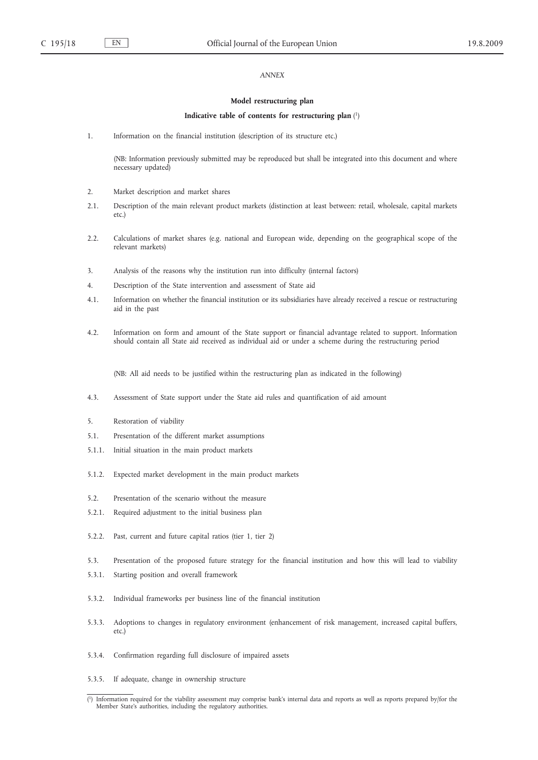*ANNEX*

**Model restructuring plan**

**Indicative table of contents for restructuring plan** [1]

1. Information on the financial institution (description of its structure etc.)

   (NB: Information previously submitted may be reproduced but shall be integrated into this document and where necessary updated)

2. Market description and market shares

2.1. Description of the main relevant product markets (distinction at least between: retail, wholesale, capital markets etc.)

2.2. Calculations of market shares (e.g. national and European wide, depending on the geographical scope of the relevant markets)

3. Analysis of the reasons why the institution run into difficulty (internal factors)

4. Description of the State intervention and assessment of State aid

4.1. Information on whether the financial institution or its subsidiaries have already received a rescue or restructuring aid in the past

4.2. Information on form and amount of the State support or financial advantage related to support. Information should contain all State aid received as individual aid or under a scheme during the restructuring period

   (NB: All aid needs to be justified within the restructuring plan as indicated in the following)

4.3. Assessment of State support under the State aid rules and quantification of aid amount

5. Restoration of viability

5.1. Presentation of the different market assumptions

5.1.1. Initial situation in the main product markets

5.1.2. Expected market development in the main product markets

5.2. Presentation of the scenario without the measure

5.2.1. Required adjustment to the initial business plan

5.2.2. Past, current and future capital ratios (tier 1, tier 2)

5.3. Presentation of the proposed future strategy for the financial institution and how this will lead to viability

5.3.1. Starting position and overall framework

5.3.2. Individual frameworks per business line of the financial institution

5.3.3. Adoptions to changes in regulatory environment (enhancement of risk management, increased capital buffers, etc.)

5.3.4. Confirmation regarding full disclosure of impaired assets

5.3.5. If adequate, change in ownership structure

---

[1] Information required for the viability assessment may comprise bank's internal data and reports as well as reports prepared by/for the Member State's authorities, including the regulatory authorities.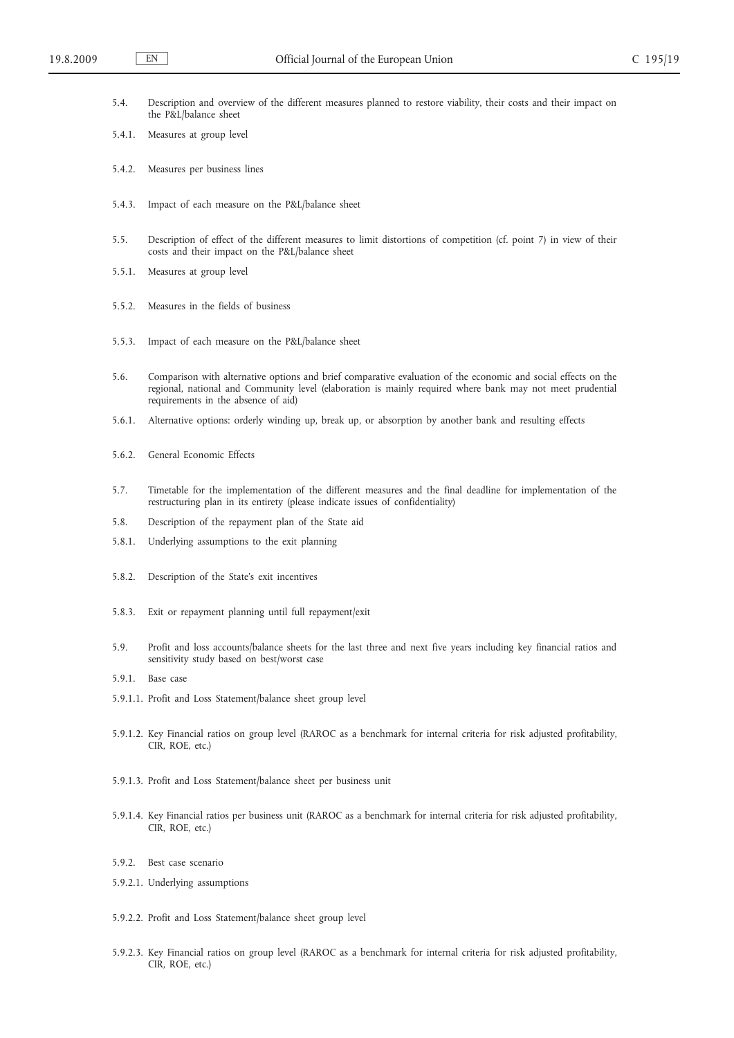5.4. Description and overview of the different measures planned to restore viability, their costs and their impact on the P&L/balance sheet

5.4.1. Measures at group level

5.4.2. Measures per business lines

5.4.3. Impact of each measure on the P&L/balance sheet

5.5. Description of effect of the different measures to limit distortions of competition (cf. point 7) in view of their costs and their impact on the P&L/balance sheet

5.5.1. Measures at group level

5.5.2. Measures in the fields of business

5.5.3. Impact of each measure on the P&L/balance sheet

5.6. Comparison with alternative options and brief comparative evaluation of the economic and social effects on the regional, national and Community level (elaboration is mainly required where bank may not meet prudential requirements in the absence of aid)

5.6.1. Alternative options: orderly winding up, break up, or absorption by another bank and resulting effects

5.6.2. General Economic Effects

5.7. Timetable for the implementation of the different measures and the final deadline for implementation of the restructuring plan in its entirety (please indicate issues of confidentiality)

5.8. Description of the repayment plan of the State aid

5.8.1. Underlying assumptions to the exit planning

5.8.2. Description of the State's exit incentives

5.8.3. Exit or repayment planning until full repayment/exit

5.9. Profit and loss accounts/balance sheets for the last three and next five years including key financial ratios and sensitivity study based on best/worst case

5.9.1. Base case

5.9.1.1. Profit and Loss Statement/balance sheet group level

5.9.1.2. Key Financial ratios on group level (RAROC as a benchmark for internal criteria for risk adjusted profitability, CIR, ROE, etc.)

5.9.1.3. Profit and Loss Statement/balance sheet per business unit

5.9.1.4. Key Financial ratios per business unit (RAROC as a benchmark for internal criteria for risk adjusted profitability, CIR, ROE, etc.)

5.9.2. Best case scenario

5.9.2.1. Underlying assumptions

5.9.2.2. Profit and Loss Statement/balance sheet group level

5.9.2.3. Key Financial ratios on group level (RAROC as a benchmark for internal criteria for risk adjusted profitability, CIR, ROE, etc.)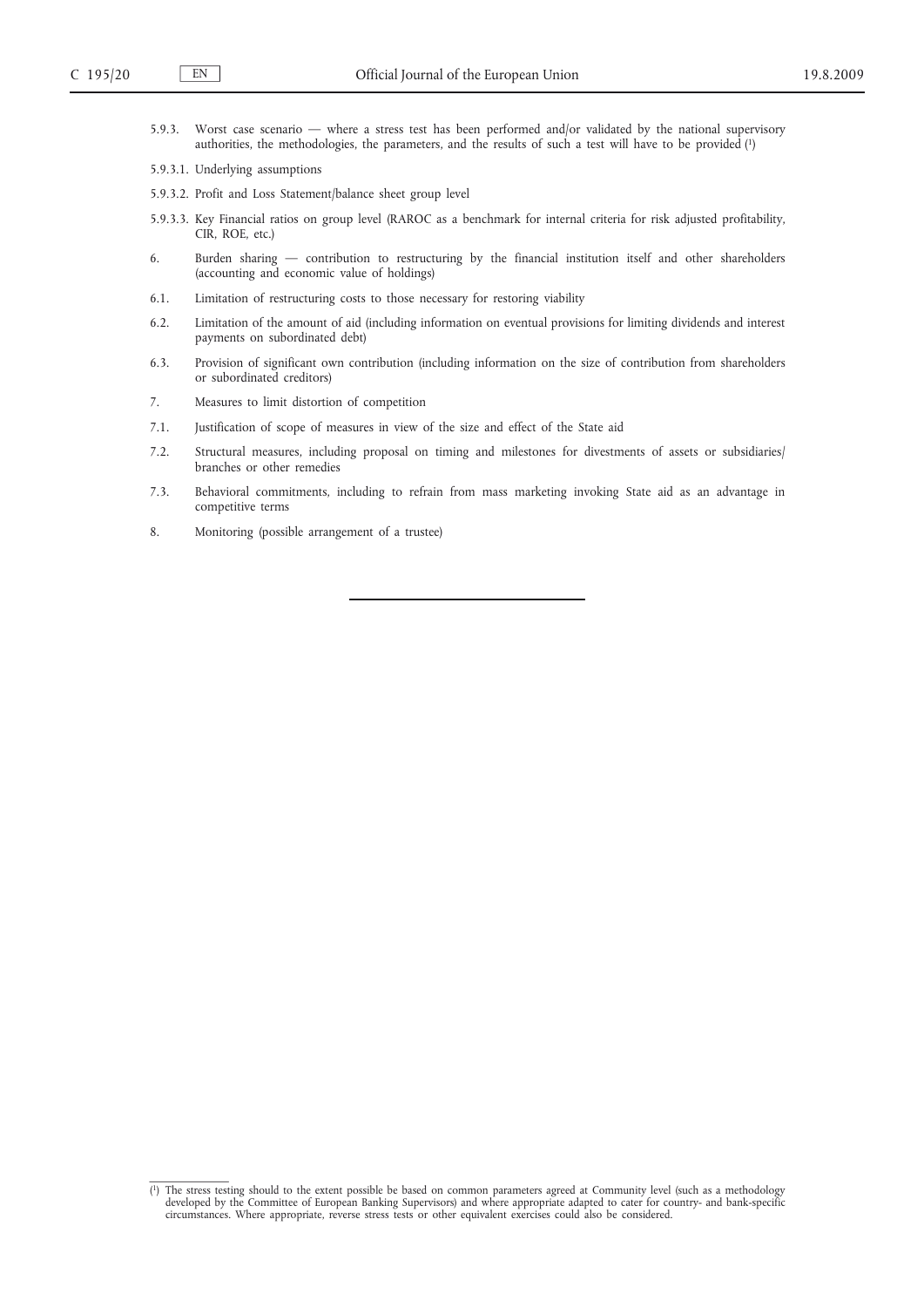5.9.3. Worst case scenario — where a stress test has been performed and/or validated by the national supervisory authorities, the methodologies, the parameters, and the results of such a test will have to be provided [1]

5.9.3.1. Underlying assumptions

5.9.3.2. Profit and Loss Statement/balance sheet group level

5.9.3.3. Key Financial ratios on group level (RAROC as a benchmark for internal criteria for risk adjusted profitability, CIR, ROE, etc.)

6. Burden sharing — contribution to restructuring by the financial institution itself and other shareholders (accounting and economic value of holdings)

6.1. Limitation of restructuring costs to those necessary for restoring viability

6.2. Limitation of the amount of aid (including information on eventual provisions for limiting dividends and interest payments on subordinated debt)

6.3. Provision of significant own contribution (including information on the size of contribution from shareholders or subordinated creditors)

7. Measures to limit distortion of competition

7.1. Justification of scope of measures in view of the size and effect of the State aid

7.2. Structural measures, including proposal on timing and milestones for divestments of assets or subsidiaries/branches or other remedies

7.3. Behavioral commitments, including to refrain from mass marketing invoking State aid as an advantage in competitive terms

8. Monitoring (possible arrangement of a trustee)

---

[1] The stress testing should to the extent possible be based on common parameters agreed at Community level (such as a methodology developed by the Committee of European Banking Supervisors) and where appropriate adapted to cater for country- and bank-specific circumstances. Where appropriate, reverse stress tests or other equivalent exercises could also be considered.